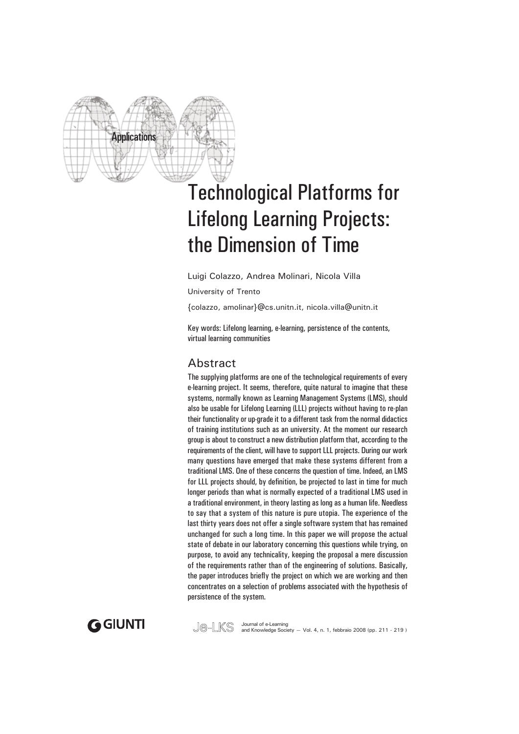Applications

# Technological Platforms for Lifelong Learning Projects: the Dimension of Time

Luigi Colazzo, Andrea Molinari, Nicola Villa

University of Trento

{colazzo, amolinar}@cs.unitn.it, nicola.villa@unitn.it

Key words: Lifelong learning, e-learning, persistence of the contents, virtual learning communities

## Abstract

The supplying platforms are one of the technological requirements of every e-learning project. It seems, therefore, quite natural to imagine that these systems, normally known as Learning Management Systems (LMS), should also be usable for Lifelong Learning (LLL) projects without having to re-plan their functionality or up-grade it to a different task from the normal didactics of training institutions such as an university. At the moment our research group is about to construct a new distribution platform that, according to the requirements of the client, will have to support LLL projects. During our work many questions have emerged that make these systems different from a traditional LMS. One of these concerns the question of time. Indeed, an LMS for LLL projects should, by definition, be projected to last in time for much longer periods than what is normally expected of a traditional LMS used in a traditional environment, in theory lasting as long as a human life. Needless to say that a system of this nature is pure utopia. The experience of the last thirty years does not offer a single software system that has remained unchanged for such a long time. In this paper we will propose the actual state of debate in our laboratory concerning this questions while trying, on purpose, to avoid any technicality, keeping the proposal a mere discussion of the requirements rather than of the engineering of solutions. Basically, the paper introduces briefly the project on which we are working and then concentrates on a selection of problems associated with the hypothesis of persistence of the system.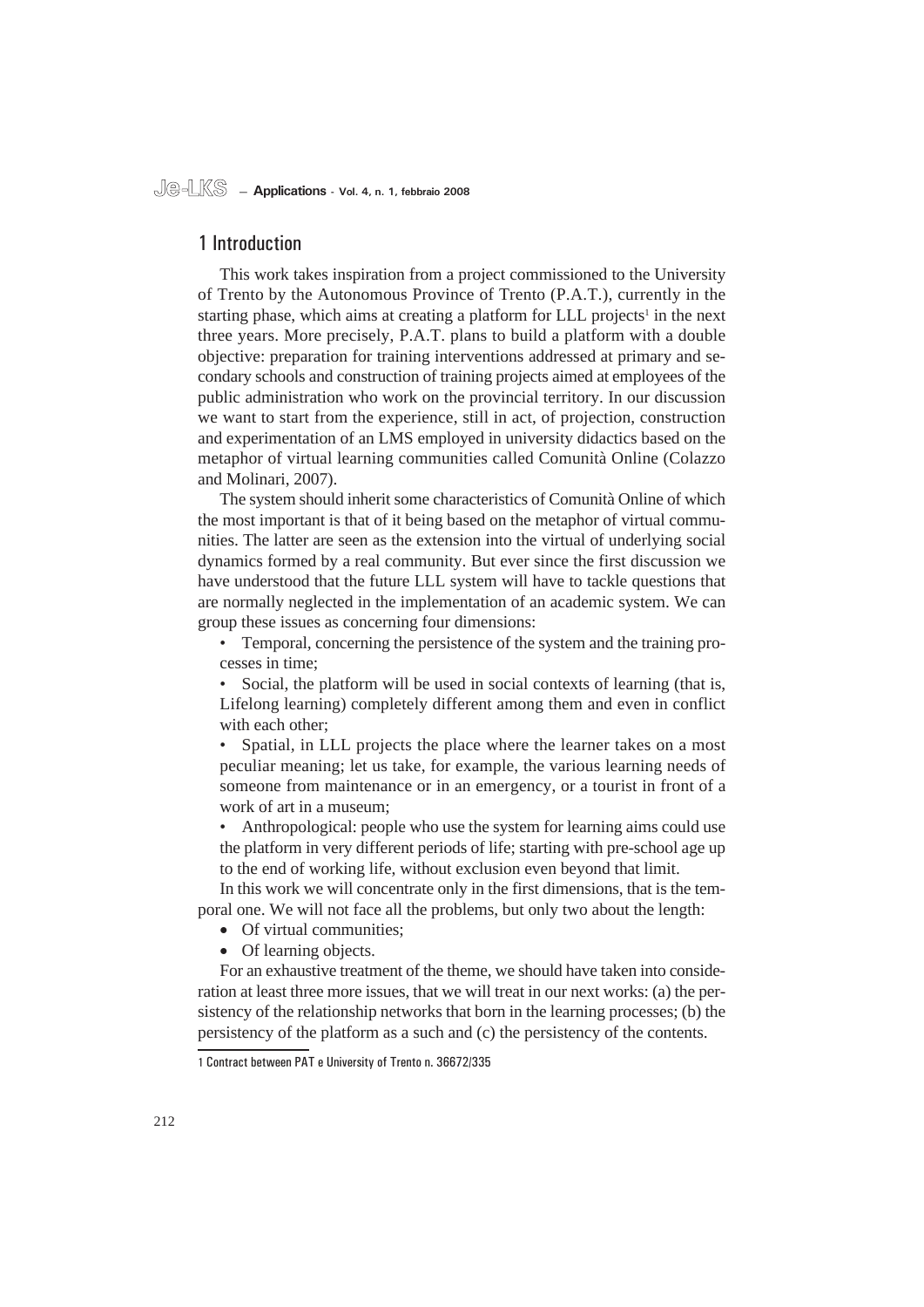## 1 Introduction

This work takes inspiration from a project commissioned to the University of Trento by the Autonomous Province of Trento (P.A.T.), currently in the starting phase, which aims at creating a platform for LLL projects[1] in the next three years. More precisely, P.A.T. plans to build a platform with a double objective: preparation for training interventions addressed at primary and secondary schools and construction of training projects aimed at employees of the public administration who work on the provincial territory. In our discussion we want to start from the experience, still in act, of projection, construction and experimentation of an LMS employed in university didactics based on the metaphor of virtual learning communities called Comunità Online (Colazzo and Molinari, 2007).

The system should inherit some characteristics of Comunità Online of which the most important is that of it being based on the metaphor of virtual communities. The latter are seen as the extension into the virtual of underlying social dynamics formed by a real community. But ever since the first discussion we have understood that the future LLL system will have to tackle questions that are normally neglected in the implementation of an academic system. We can group these issues as concerning four dimensions:

- Temporal, concerning the persistence of the system and the training processes in time;
- Social, the platform will be used in social contexts of learning (that is, Lifelong learning) completely different among them and even in conflict with each other;
- Spatial, in LLL projects the place where the learner takes on a most peculiar meaning; let us take, for example, the various learning needs of someone from maintenance or in an emergency, or a tourist in front of a work of art in a museum;
- Anthropological: people who use the system for learning aims could use the platform in very different periods of life; starting with pre-school age up to the end of working life, without exclusion even beyond that limit.

In this work we will concentrate only in the first dimensions, that is the temporal one. We will not face all the problems, but only two about the length:

- Of virtual communities;
- Of learning objects.

For an exhaustive treatment of the theme, we should have taken into consideration at least three more issues, that we will treat in our next works: (a) the persistency of the relationship networks that born in the learning processes; (b) the persistency of the platform as a such and (c) the persistency of the contents.

[1] Contract between PAT e University of Trento n. 36672/335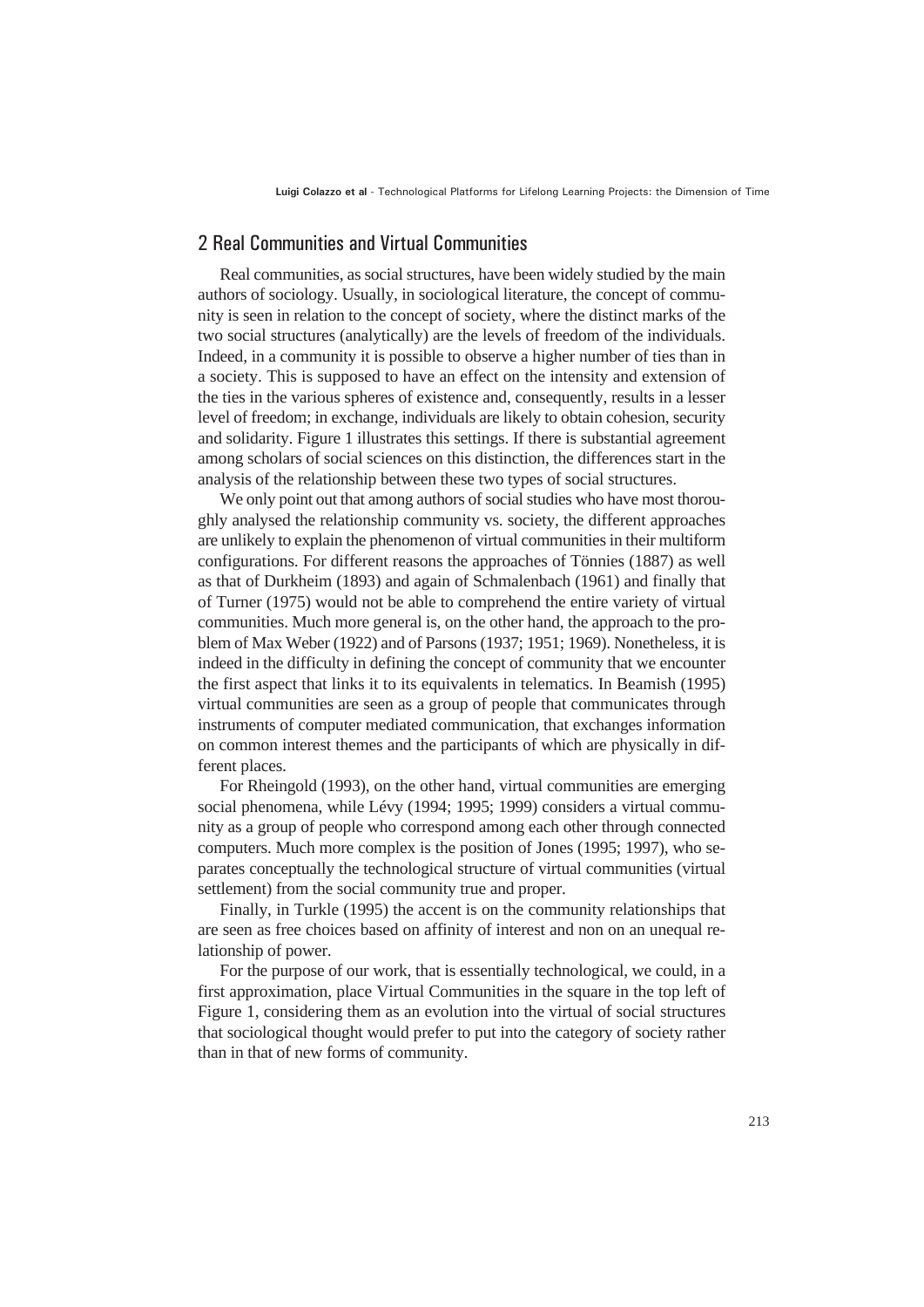## 2 Real Communities and Virtual Communities

Real communities, as social structures, have been widely studied by the main authors of sociology. Usually, in sociological literature, the concept of community is seen in relation to the concept of society, where the distinct marks of the two social structures (analytically) are the levels of freedom of the individuals. Indeed, in a community it is possible to observe a higher number of ties than in a society. This is supposed to have an effect on the intensity and extension of the ties in the various spheres of existence and, consequently, results in a lesser level of freedom; in exchange, individuals are likely to obtain cohesion, security and solidarity. Figure 1 illustrates this settings. If there is substantial agreement among scholars of social sciences on this distinction, the differences start in the analysis of the relationship between these two types of social structures.

We only point out that among authors of social studies who have most thoroughly analysed the relationship community vs. society, the different approaches are unlikely to explain the phenomenon of virtual communities in their multiform configurations. For different reasons the approaches of Tönnies (1887) as well as that of Durkheim (1893) and again of Schmalenbach (1961) and finally that of Turner (1975) would not be able to comprehend the entire variety of virtual communities. Much more general is, on the other hand, the approach to the problem of Max Weber (1922) and of Parsons (1937; 1951; 1969). Nonetheless, it is indeed in the difficulty in defining the concept of community that we encounter the first aspect that links it to its equivalents in telematics. In Beamish (1995) virtual communities are seen as a group of people that communicates through instruments of computer mediated communication, that exchanges information on common interest themes and the participants of which are physically in different places.

For Rheingold (1993), on the other hand, virtual communities are emerging social phenomena, while Lévy (1994; 1995; 1999) considers a virtual community as a group of people who correspond among each other through connected computers. Much more complex is the position of Jones (1995; 1997), who separates conceptually the technological structure of virtual communities (virtual settlement) from the social community true and proper.

Finally, in Turkle (1995) the accent is on the community relationships that are seen as free choices based on affinity of interest and non on an unequal relationship of power.

For the purpose of our work, that is essentially technological, we could, in a first approximation, place Virtual Communities in the square in the top left of Figure 1, considering them as an evolution into the virtual of social structures that sociological thought would prefer to put into the category of society rather than in that of new forms of community.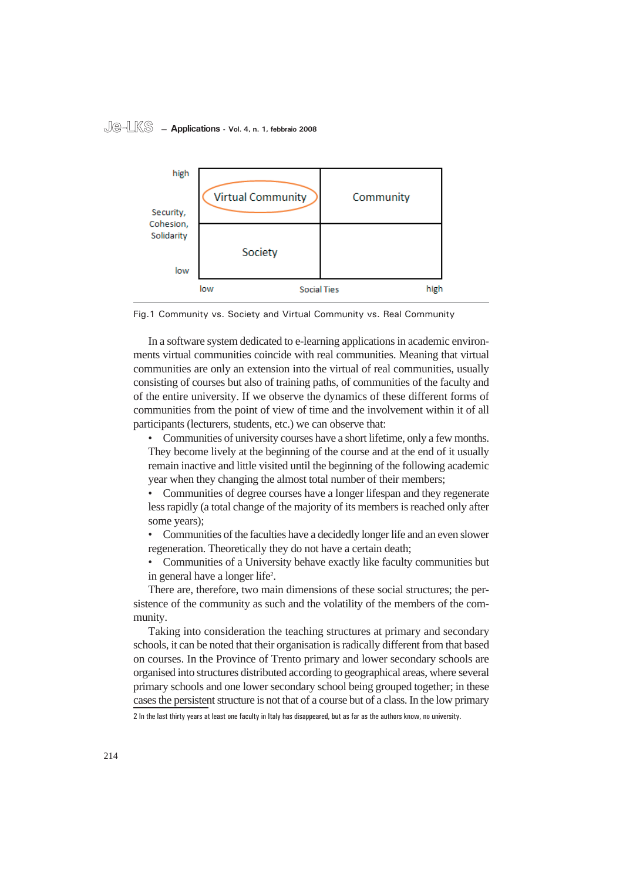| Security, Cohesion, Solidarity | Social Ties: low | Social Ties: high |
|---|---|---|
| high | Virtual Community | Community |
| low | Society | |

Fig.1 Community vs. Society and Virtual Community vs. Real Community

In a software system dedicated to e-learning applications in academic environments virtual communities coincide with real communities. Meaning that virtual communities are only an extension into the virtual of real communities, usually consisting of courses but also of training paths, of communities of the faculty and of the entire university. If we observe the dynamics of these different forms of communities from the point of view of time and the involvement within it of all participants (lecturers, students, etc.) we can observe that:

- Communities of university courses have a short lifetime, only a few months. They become lively at the beginning of the course and at the end of it usually remain inactive and little visited until the beginning of the following academic year when they changing the almost total number of their members;
- Communities of degree courses have a longer lifespan and they regenerate less rapidly (a total change of the majority of its members is reached only after some years);
- Communities of the faculties have a decidedly longer life and an even slower regeneration. Theoretically they do not have a certain death;
- Communities of a University behave exactly like faculty communities but in general have a longer life[2].

There are, therefore, two main dimensions of these social structures; the persistence of the community as such and the volatility of the members of the community.

Taking into consideration the teaching structures at primary and secondary schools, it can be noted that their organisation is radically different from that based on courses. In the Province of Trento primary and lower secondary schools are organised into structures distributed according to geographical areas, where several primary schools and one lower secondary school being grouped together; in these cases the persistent structure is not that of a course but of a class. In the low primary

2 In the last thirty years at least one faculty in Italy has disappeared, but as far as the authors know, no university.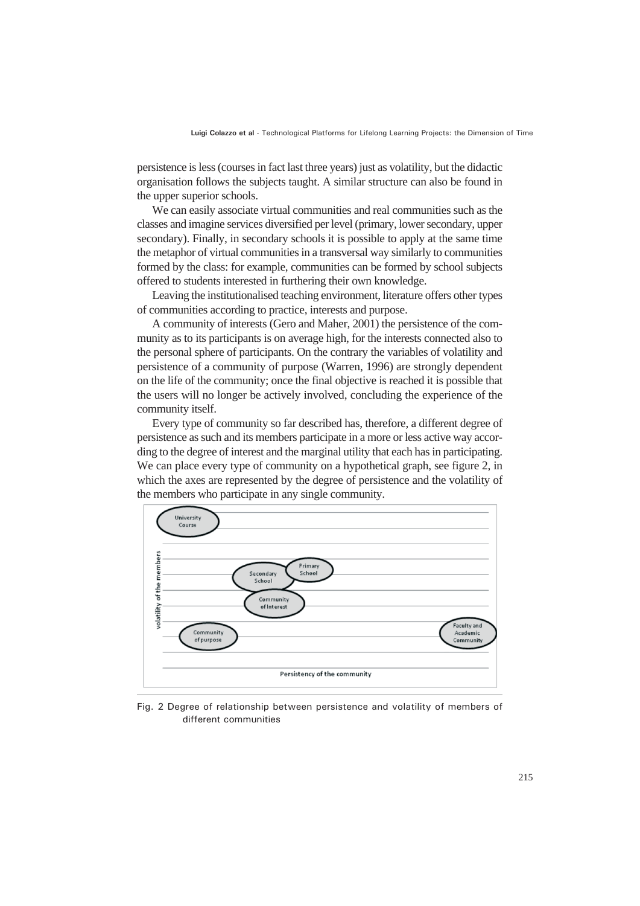persistence is less (courses in fact last three years) just as volatility, but the didactic organisation follows the subjects taught. A similar structure can also be found in the upper superior schools.

We can easily associate virtual communities and real communities such as the classes and imagine services diversified per level (primary, lower secondary, upper secondary). Finally, in secondary schools it is possible to apply at the same time the metaphor of virtual communities in a transversal way similarly to communities formed by the class: for example, communities can be formed by school subjects offered to students interested in furthering their own knowledge.

Leaving the institutionalised teaching environment, literature offers other types of communities according to practice, interests and purpose.

A community of interests (Gero and Maher, 2001) the persistence of the community as to its participants is on average high, for the interests connected also to the personal sphere of participants. On the contrary the variables of volatility and persistence of a community of purpose (Warren, 1996) are strongly dependent on the life of the community; once the final objective is reached it is possible that the users will no longer be actively involved, concluding the experience of the community itself.

Every type of community so far described has, therefore, a different degree of persistence as such and its members participate in a more or less active way according to the degree of interest and the marginal utility that each has in participating. We can place every type of community on a hypothetical graph, see figure 2, in which the axes are represented by the degree of persistence and the volatility of the members who participate in any single community.

Fig. 2 Degree of relationship between persistence and volatility of members of different communities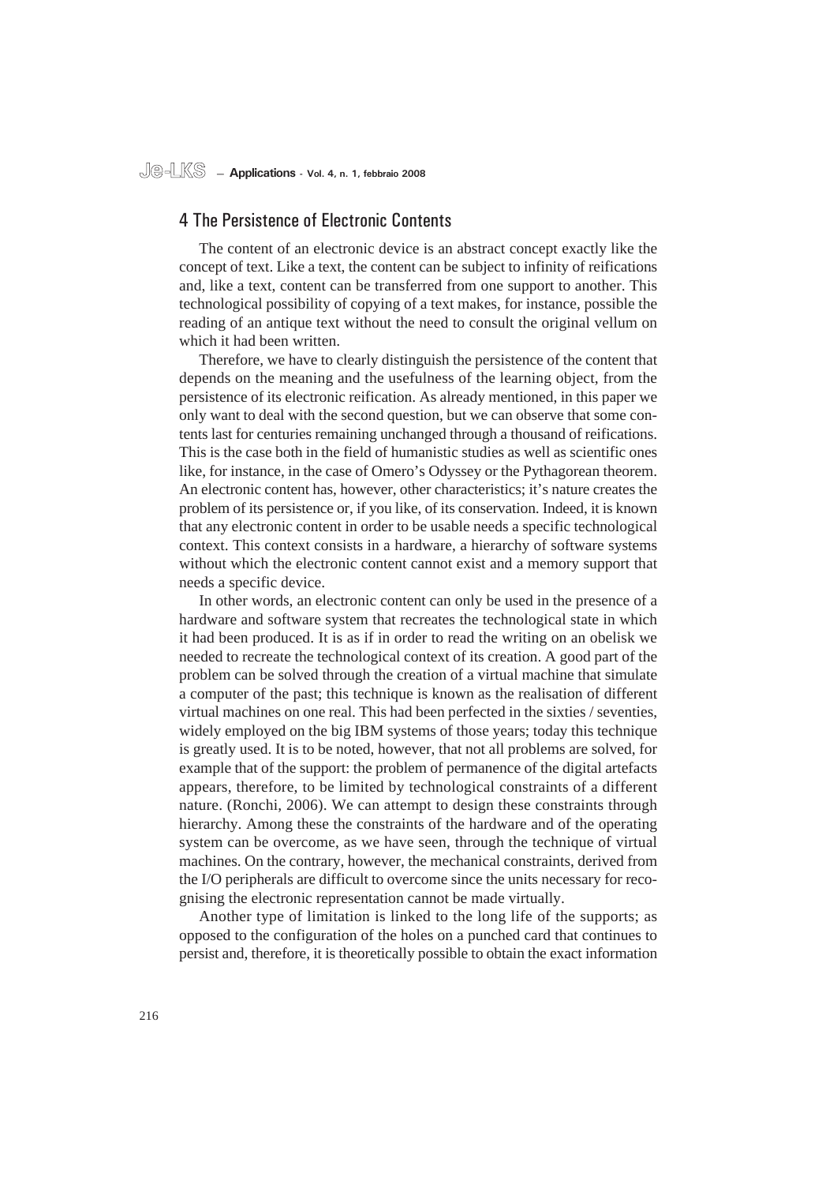## 4 The Persistence of Electronic Contents

The content of an electronic device is an abstract concept exactly like the concept of text. Like a text, the content can be subject to infinity of reifications and, like a text, content can be transferred from one support to another. This technological possibility of copying of a text makes, for instance, possible the reading of an antique text without the need to consult the original vellum on which it had been written.

Therefore, we have to clearly distinguish the persistence of the content that depends on the meaning and the usefulness of the learning object, from the persistence of its electronic reification. As already mentioned, in this paper we only want to deal with the second question, but we can observe that some contents last for centuries remaining unchanged through a thousand of reifications. This is the case both in the field of humanistic studies as well as scientific ones like, for instance, in the case of Omero's Odyssey or the Pythagorean theorem. An electronic content has, however, other characteristics; it's nature creates the problem of its persistence or, if you like, of its conservation. Indeed, it is known that any electronic content in order to be usable needs a specific technological context. This context consists in a hardware, a hierarchy of software systems without which the electronic content cannot exist and a memory support that needs a specific device.

In other words, an electronic content can only be used in the presence of a hardware and software system that recreates the technological state in which it had been produced. It is as if in order to read the writing on an obelisk we needed to recreate the technological context of its creation. A good part of the problem can be solved through the creation of a virtual machine that simulate a computer of the past; this technique is known as the realisation of different virtual machines on one real. This had been perfected in the sixties / seventies, widely employed on the big IBM systems of those years; today this technique is greatly used. It is to be noted, however, that not all problems are solved, for example that of the support: the problem of permanence of the digital artefacts appears, therefore, to be limited by technological constraints of a different nature. (Ronchi, 2006). We can attempt to design these constraints through hierarchy. Among these the constraints of the hardware and of the operating system can be overcome, as we have seen, through the technique of virtual machines. On the contrary, however, the mechanical constraints, derived from the I/O peripherals are difficult to overcome since the units necessary for recognising the electronic representation cannot be made virtually.

Another type of limitation is linked to the long life of the supports; as opposed to the configuration of the holes on a punched card that continues to persist and, therefore, it is theoretically possible to obtain the exact information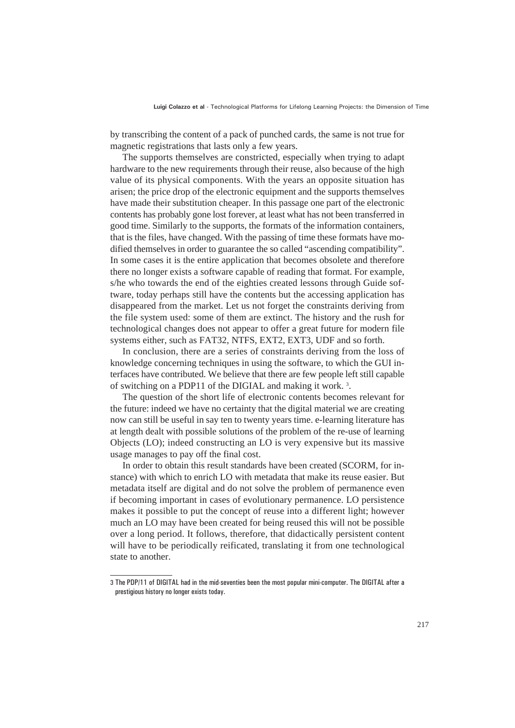by transcribing the content of a pack of punched cards, the same is not true for magnetic registrations that lasts only a few years.

The supports themselves are constricted, especially when trying to adapt hardware to the new requirements through their reuse, also because of the high value of its physical components. With the years an opposite situation has arisen; the price drop of the electronic equipment and the supports themselves have made their substitution cheaper. In this passage one part of the electronic contents has probably gone lost forever, at least what has not been transferred in good time. Similarly to the supports, the formats of the information containers, that is the files, have changed. With the passing of time these formats have modified themselves in order to guarantee the so called "ascending compatibility". In some cases it is the entire application that becomes obsolete and therefore there no longer exists a software capable of reading that format. For example, s/he who towards the end of the eighties created lessons through Guide software, today perhaps still have the contents but the accessing application has disappeared from the market. Let us not forget the constraints deriving from the file system used: some of them are extinct. The history and the rush for technological changes does not appear to offer a great future for modern file systems either, such as FAT32, NTFS, EXT2, EXT3, UDF and so forth.

In conclusion, there are a series of constraints deriving from the loss of knowledge concerning techniques in using the software, to which the GUI interfaces have contributed. We believe that there are few people left still capable of switching on a PDP11 of the DIGIAL and making it work. [3].

The question of the short life of electronic contents becomes relevant for the future: indeed we have no certainty that the digital material we are creating now can still be useful in say ten to twenty years time. e-learning literature has at length dealt with possible solutions of the problem of the re-use of learning Objects (LO); indeed constructing an LO is very expensive but its massive usage manages to pay off the final cost.

In order to obtain this result standards have been created (SCORM, for instance) with which to enrich LO with metadata that make its reuse easier. But metadata itself are digital and do not solve the problem of permanence even if becoming important in cases of evolutionary permanence. LO persistence makes it possible to put the concept of reuse into a different light; however much an LO may have been created for being reused this will not be possible over a long period. It follows, therefore, that didactically persistent content will have to be periodically reificated, translating it from one technological state to another.

---

3 The PDP/11 of DIGITAL had in the mid-seventies been the most popular mini-computer. The DIGITAL after a prestigious history no longer exists today.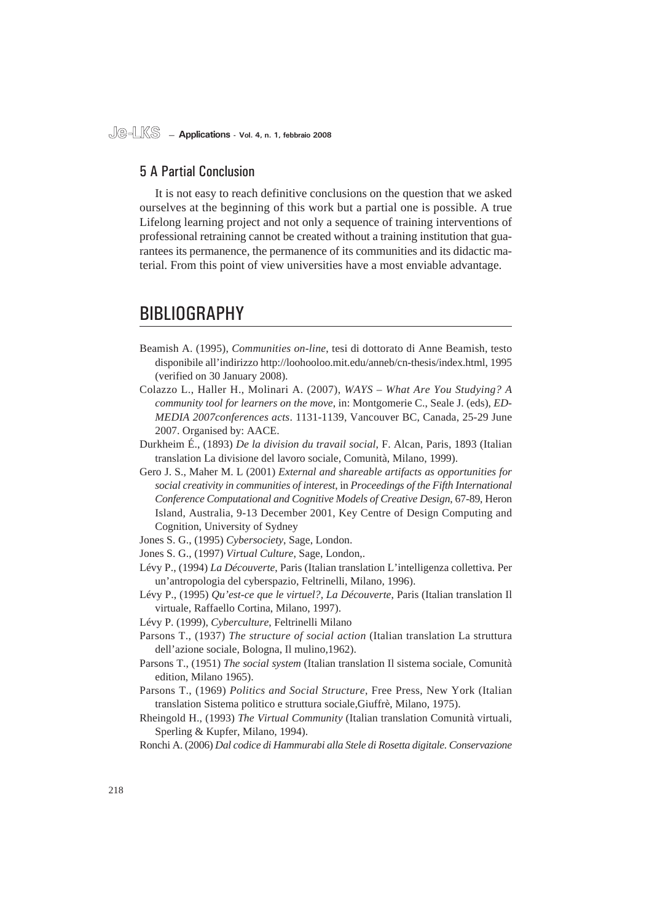## 5 A Partial Conclusion

It is not easy to reach definitive conclusions on the question that we asked ourselves at the beginning of this work but a partial one is possible. A true Lifelong learning project and not only a sequence of training interventions of professional retraining cannot be created without a training institution that guarantees its permanence, the permanence of its communities and its didactic material. From this point of view universities have a most enviable advantage.

# BIBLIOGRAPHY

Beamish A. (1995), *Communities on-line*, tesi di dottorato di Anne Beamish, testo disponibile all'indirizzo http://loohooloo.mit.edu/anneb/cn-thesis/index.html, 1995 (verified on 30 January 2008).

Colazzo L., Haller H., Molinari A. (2007), *WAYS – What Are You Studying? A community tool for learners on the move*, in: Montgomerie C., Seale J. (eds), *ED-MEDIA 2007conferences acts*. 1131-1139, Vancouver BC, Canada, 25-29 June 2007. Organised by: AACE.

Durkheim É., (1893) *De la division du travail social*, F. Alcan, Paris, 1893 (Italian translation La divisione del lavoro sociale, Comunità, Milano, 1999).

Gero J. S., Maher M. L (2001) *External and shareable artifacts as opportunities for social creativity in communities of interest*, in *Proceedings of the Fifth International Conference Computational and Cognitive Models of Creative Design*, 67-89, Heron Island, Australia, 9-13 December 2001, Key Centre of Design Computing and Cognition, University of Sydney

Jones S. G., (1995) *Cybersociety*, Sage, London.

Jones S. G., (1997) *Virtual Culture*, Sage, London,.

Lévy P., (1994) *La Découverte*, Paris (Italian translation L'intelligenza collettiva. Per un'antropologia del cyberspazio, Feltrinelli, Milano, 1996).

Lévy P., (1995) *Qu'est-ce que le virtuel?, La Découverte*, Paris (Italian translation Il virtuale, Raffaello Cortina, Milano, 1997).

Lévy P. (1999), *Cyberculture*, Feltrinelli Milano

Parsons T., (1937) *The structure of social action* (Italian translation La struttura dell'azione sociale, Bologna, Il mulino,1962).

Parsons T., (1951) *The social system* (Italian translation Il sistema sociale, Comunità edition, Milano 1965).

Parsons T., (1969) *Politics and Social Structure*, Free Press, New York (Italian translation Sistema politico e struttura sociale,Giuffrè, Milano, 1975).

Rheingold H., (1993) *The Virtual Community* (Italian translation Comunità virtuali, Sperling & Kupfer, Milano, 1994).

Ronchi A. (2006) *Dal codice di Hammurabi alla Stele di Rosetta digitale. Conservazione*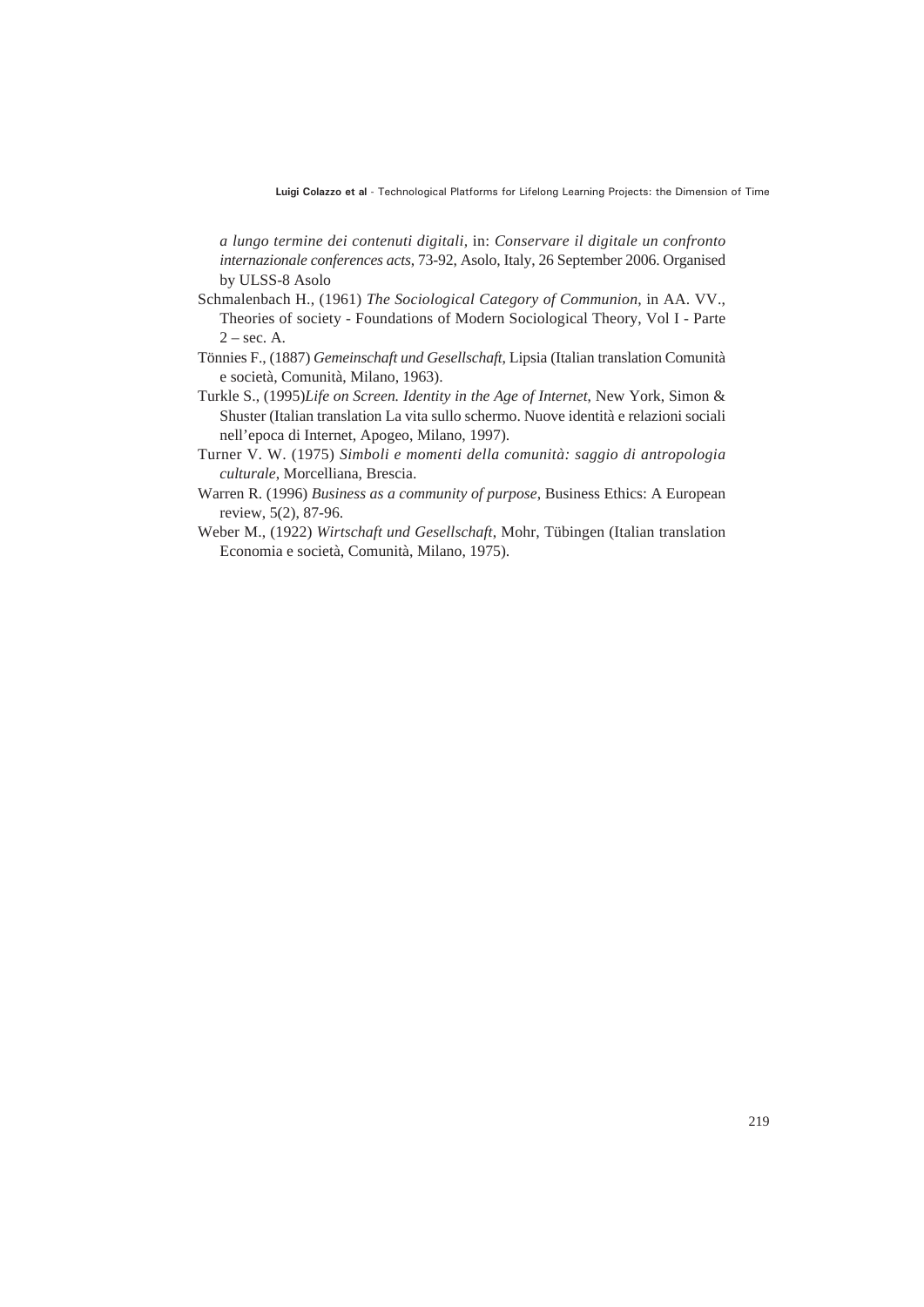*a lungo termine dei contenuti digitali*, in: *Conservare il digitale un confronto internazionale conferences acts*, 73-92, Asolo, Italy, 26 September 2006. Organised by ULSS-8 Asolo

Schmalenbach H., (1961) *The Sociological Category of Communion*, in AA. VV., Theories of society - Foundations of Modern Sociological Theory, Vol I - Parte 2 – sec. A.

Tönnies F., (1887) *Gemeinschaft und Gesellschaft*, Lipsia (Italian translation Comunità e società, Comunità, Milano, 1963).

Turkle S., (1995)*Life on Screen. Identity in the Age of Internet*, New York, Simon & Shuster (Italian translation La vita sullo schermo. Nuove identità e relazioni sociali nell'epoca di Internet, Apogeo, Milano, 1997).

Turner V. W. (1975) *Simboli e momenti della comunità: saggio di antropologia culturale*, Morcelliana, Brescia.

Warren R. (1996) *Business as a community of purpose*, Business Ethics: A European review, 5(2), 87-96.

Weber M., (1922) *Wirtschaft und Gesellschaft*, Mohr, Tübingen (Italian translation Economia e società, Comunità, Milano, 1975).